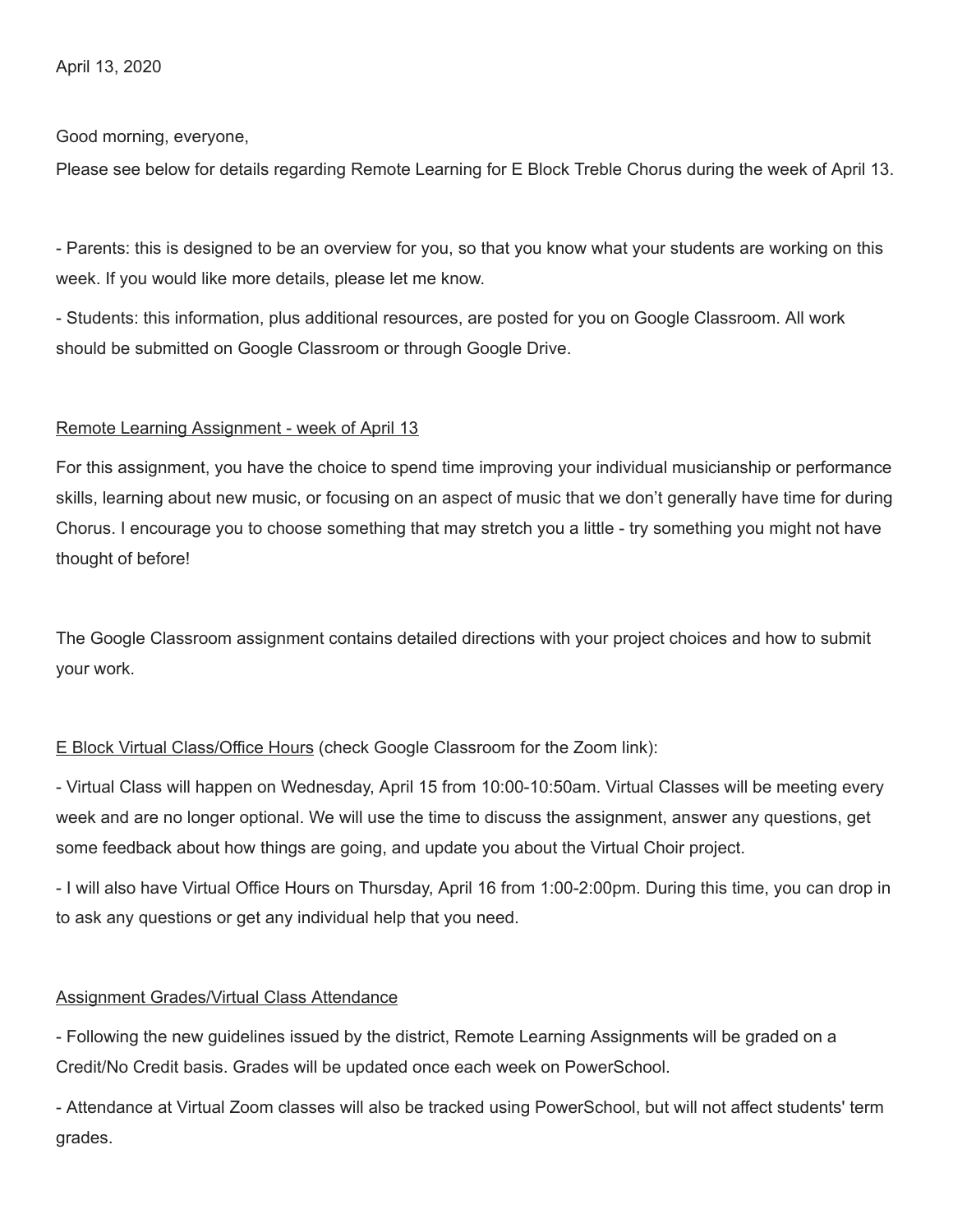April 13, 2020

Good morning, everyone,

Please see below for details regarding Remote Learning for E Block Treble Chorus during the week of April 13.

- Parents: this is designed to be an overview for you, so that you know what your students are working on this week. If you would like more details, please let me know.
- Students: this information, plus additional resources, are posted for you on Google Classroom. All work should be submitted on Google Classroom or through Google Drive.

<u>Remote Learning Assignment - week of April 13</u>

For this assignment, you have the choice to spend time improving your individual musicianship or performance skills, learning about new music, or focusing on an aspect of music that we don't generally have time for during Chorus. I encourage you to choose something that may stretch you a little - try something you might not have thought of before!

The Google Classroom assignment contains detailed directions with your project choices and how to submit your work.

<u>E Block Virtual Class/Office Hours</u> (check Google Classroom for the Zoom link):

- Virtual Class will happen on Wednesday, April 15 from 10:00-10:50am. Virtual Classes will be meeting every week and are no longer optional. We will use the time to discuss the assignment, answer any questions, get some feedback about how things are going, and update you about the Virtual Choir project.
- I will also have Virtual Office Hours on Thursday, April 16 from 1:00-2:00pm. During this time, you can drop in to ask any questions or get any individual help that you need.

<u>Assignment Grades/Virtual Class Attendance</u>

- Following the new guidelines issued by the district, Remote Learning Assignments will be graded on a Credit/No Credit basis. Grades will be updated once each week on PowerSchool.
- Attendance at Virtual Zoom classes will also be tracked using PowerSchool, but will not affect students' term grades.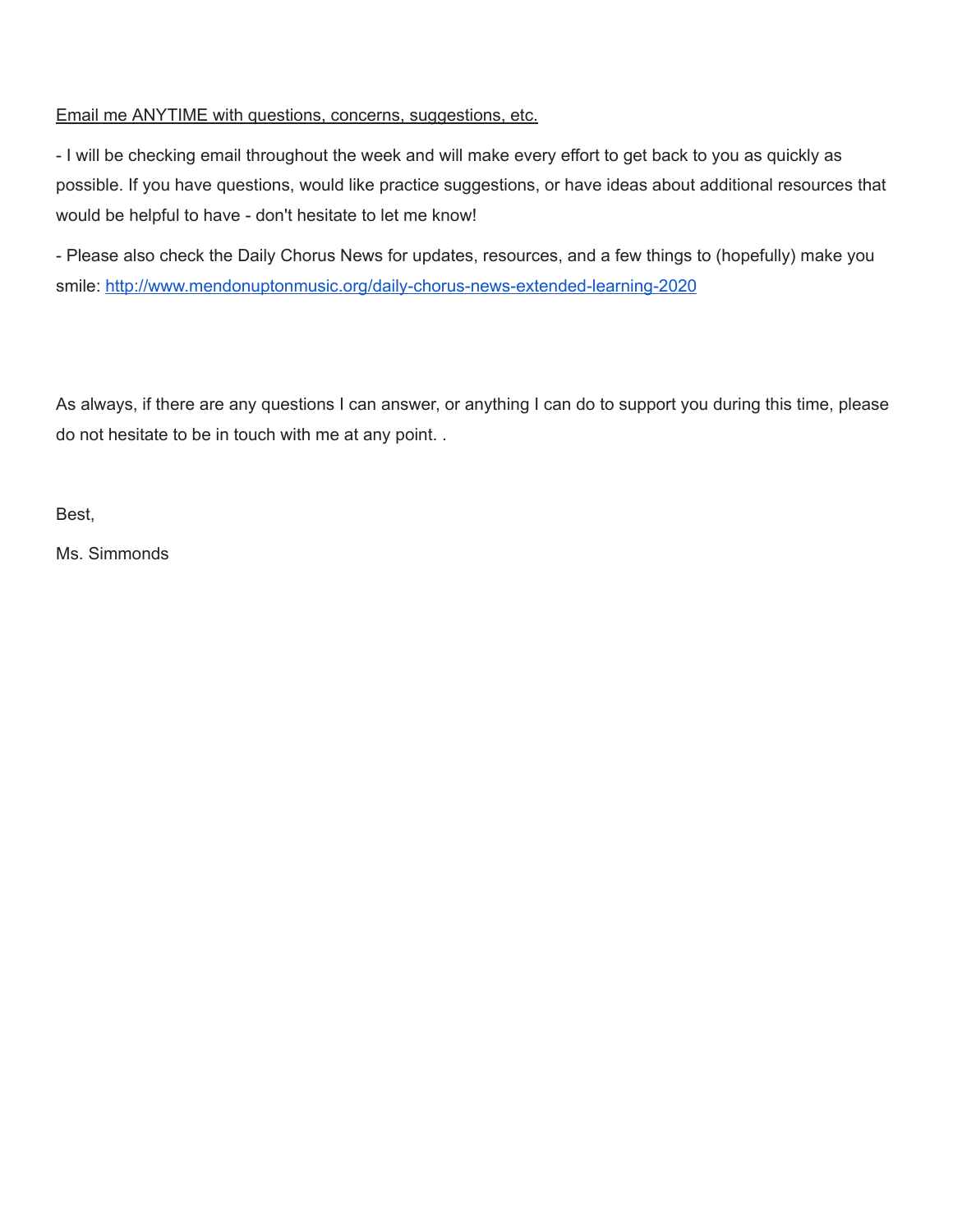Email me ANYTIME with questions, concerns, suggestions, etc.

- I will be checking email throughout the week and will make every effort to get back to you as quickly as possible. If you have questions, would like practice suggestions, or have ideas about additional resources that would be helpful to have - don't hesitate to let me know!

- Please also check the Daily Chorus News for updates, resources, and a few things to (hopefully) make you smile: [http://www.mendonuptonmusic.org/daily-chorus-news-extended-learning-2020](http://www.mendonuptonmusic.org/daily-chorus-news-extended-learning-2020)

As always, if there are any questions I can answer, or anything I can do to support you during this time, please do not hesitate to be in touch with me at any point. .

Best,

Ms. Simmonds